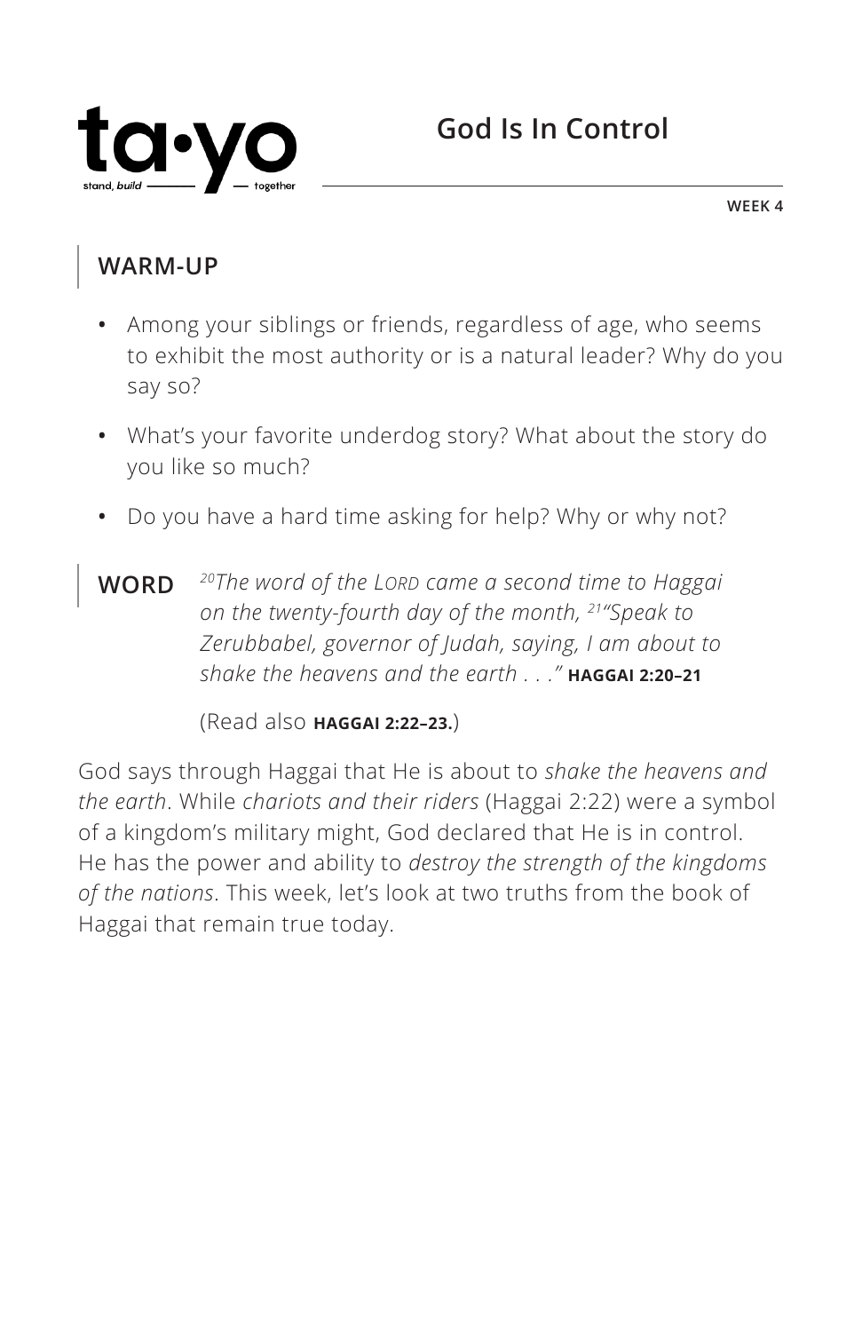ta•yo

stand, build — together

# God Is In Control

WEEK 4

## WARM-UP

- Among your siblings or friends, regardless of age, who seems to exhibit the most authority or is a natural leader? Why do you say so?
- What's your favorite underdog story? What about the story do you like so much?
- Do you have a hard time asking for help? Why or why not?

## WORD

*[20]The word of the LORD came a second time to Haggai on the twenty-fourth day of the month, [21]"Speak to Zerubbabel, governor of Judah, saying, I am about to shake the heavens and the earth . . ."* **HAGGAI 2:20–21**

(Read also **HAGGAI 2:22–23.**)

God says through Haggai that He is about to *shake the heavens and the earth*. While *chariots and their riders* (Haggai 2:22) were a symbol of a kingdom's military might, God declared that He is in control. He has the power and ability to *destroy the strength of the kingdoms of the nations*. This week, let's look at two truths from the book of Haggai that remain true today.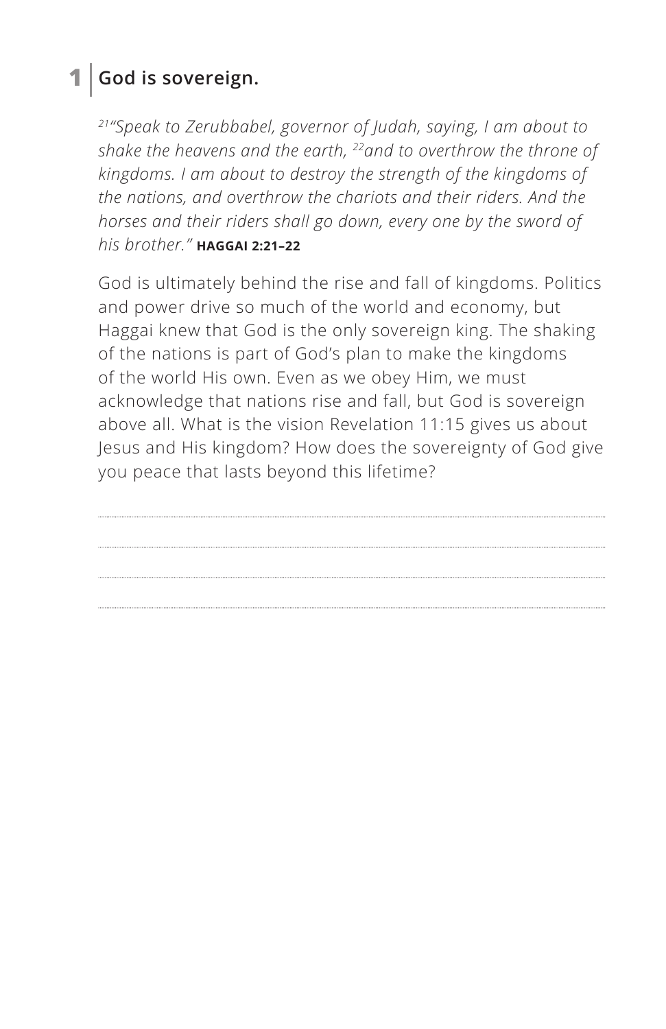## 1 | God is sovereign.

*[21]"Speak to Zerubbabel, governor of Judah, saying, I am about to shake the heavens and the earth, [22]and to overthrow the throne of kingdoms. I am about to destroy the strength of the kingdoms of the nations, and overthrow the chariots and their riders. And the horses and their riders shall go down, every one by the sword of his brother."* **HAGGAI 2:21–22**

God is ultimately behind the rise and fall of kingdoms. Politics and power drive so much of the world and economy, but Haggai knew that God is the only sovereign king. The shaking of the nations is part of God's plan to make the kingdoms of the world His own. Even as we obey Him, we must acknowledge that nations rise and fall, but God is sovereign above all. What is the vision Revelation 11:15 gives us about Jesus and His kingdom? How does the sovereignty of God give you peace that lasts beyond this lifetime?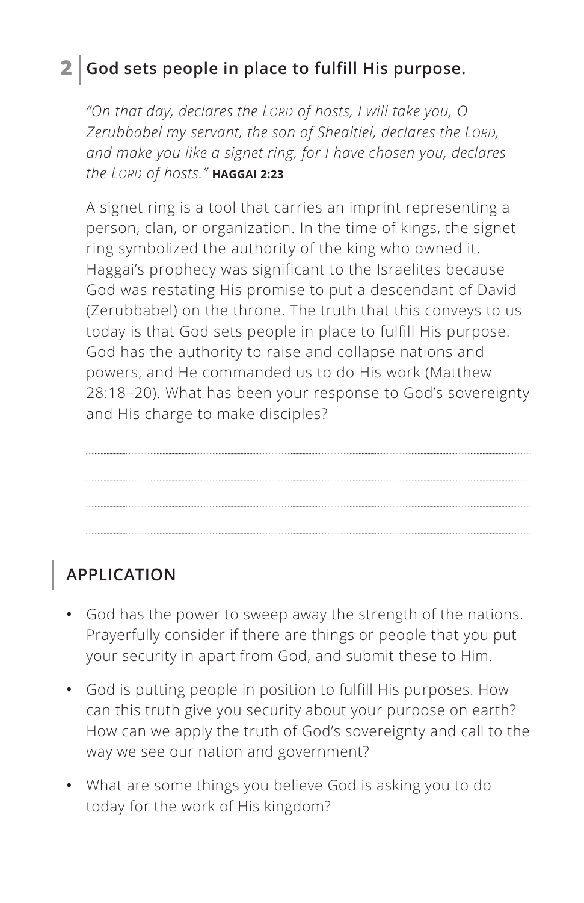## 2 | God sets people in place to fulfill His purpose.

*"On that day, declares the LORD of hosts, I will take you, O Zerubbabel my servant, the son of Shealtiel, declares the LORD, and make you like a signet ring, for I have chosen you, declares the LORD of hosts."* **HAGGAI 2:23**

A signet ring is a tool that carries an imprint representing a person, clan, or organization. In the time of kings, the signet ring symbolized the authority of the king who owned it. Haggai's prophecy was significant to the Israelites because God was restating His promise to put a descendant of David (Zerubbabel) on the throne. The truth that this conveys to us today is that God sets people in place to fulfill His purpose. God has the authority to raise and collapse nations and powers, and He commanded us to do His work (Matthew 28:18–20). What has been your response to God's sovereignty and His charge to make disciples?

## APPLICATION

- God has the power to sweep away the strength of the nations. Prayerfully consider if there are things or people that you put your security in apart from God, and submit these to Him.
- God is putting people in position to fulfill His purposes. How can this truth give you security about your purpose on earth? How can we apply the truth of God's sovereignty and call to the way we see our nation and government?
- What are some things you believe God is asking you to do today for the work of His kingdom?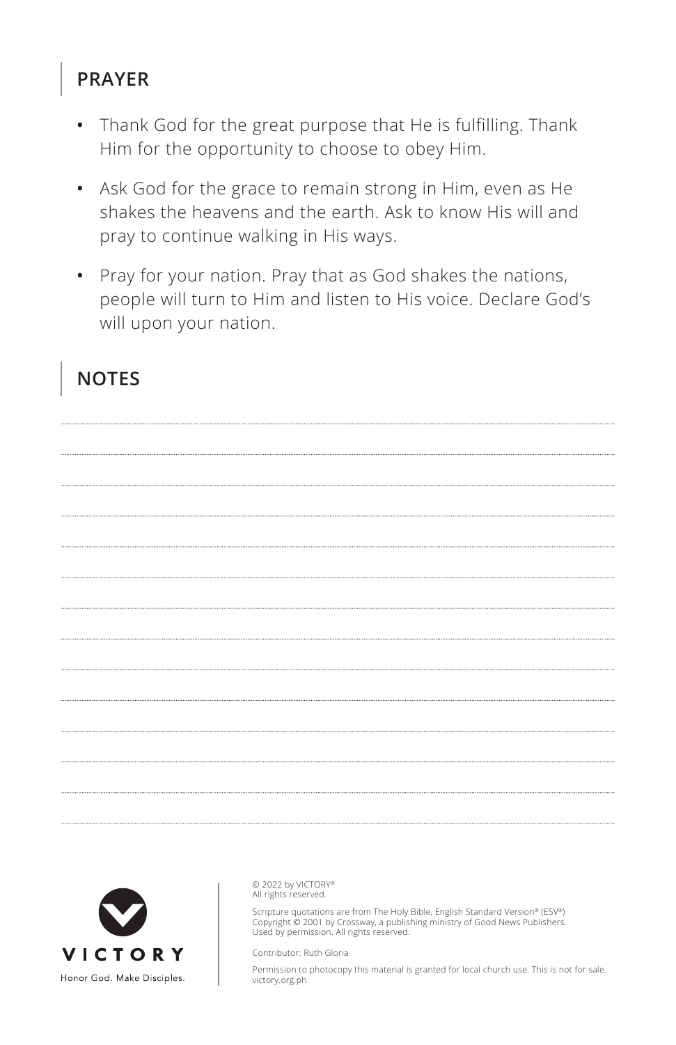## PRAYER

- Thank God for the great purpose that He is fulfilling. Thank Him for the opportunity to choose to obey Him.
- Ask God for the grace to remain strong in Him, even as He shakes the heavens and the earth. Ask to know His will and pray to continue walking in His ways.
- Pray for your nation. Pray that as God shakes the nations, people will turn to Him and listen to His voice. Declare God's will upon your nation.

## NOTES

VICTORY

Honor God. Make Disciples.

© 2022 by VICTORY®
All rights reserved.

Scripture quotations are from The Holy Bible, English Standard Version® (ESV®) Copyright © 2001 by Crossway, a publishing ministry of Good News Publishers. Used by permission. All rights reserved.

Contributor: Ruth Gloria

Permission to photocopy this material is granted for local church use. This is not for sale.
victory.org.ph